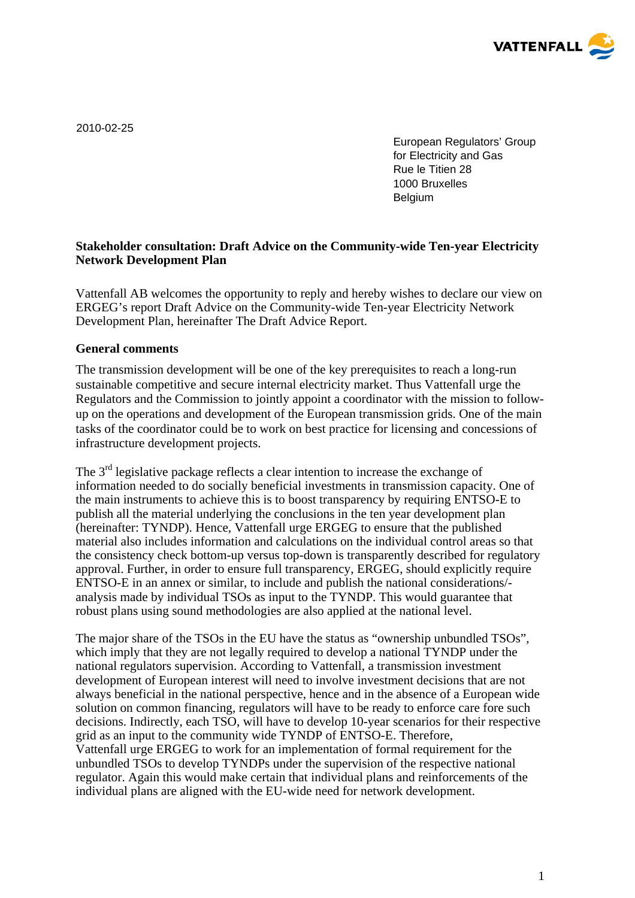VATTENFALL

2010-02-25

European Regulators' Group
for Electricity and Gas
Rue le Titien 28
1000 Bruxelles
Belgium

**Stakeholder consultation: Draft Advice on the Community-wide Ten-year Electricity Network Development Plan**

Vattenfall AB welcomes the opportunity to reply and hereby wishes to declare our view on ERGEG's report Draft Advice on the Community-wide Ten-year Electricity Network Development Plan, hereinafter The Draft Advice Report.

**General comments**

The transmission development will be one of the key prerequisites to reach a long-run sustainable competitive and secure internal electricity market. Thus Vattenfall urge the Regulators and the Commission to jointly appoint a coordinator with the mission to follow-up on the operations and development of the European transmission grids. One of the main tasks of the coordinator could be to work on best practice for licensing and concessions of infrastructure development projects.

The 3rd legislative package reflects a clear intention to increase the exchange of information needed to do socially beneficial investments in transmission capacity. One of the main instruments to achieve this is to boost transparency by requiring ENTSO-E to publish all the material underlying the conclusions in the ten year development plan (hereinafter: TYNDP). Hence, Vattenfall urge ERGEG to ensure that the published material also includes information and calculations on the individual control areas so that the consistency check bottom-up versus top-down is transparently described for regulatory approval. Further, in order to ensure full transparency, ERGEG, should explicitly require ENTSO-E in an annex or similar, to include and publish the national considerations/-analysis made by individual TSOs as input to the TYNDP. This would guarantee that robust plans using sound methodologies are also applied at the national level.

The major share of the TSOs in the EU have the status as "ownership unbundled TSOs", which imply that they are not legally required to develop a national TYNDP under the national regulators supervision. According to Vattenfall, a transmission investment development of European interest will need to involve investment decisions that are not always beneficial in the national perspective, hence and in the absence of a European wide solution on common financing, regulators will have to be ready to enforce care fore such decisions. Indirectly, each TSO, will have to develop 10-year scenarios for their respective grid as an input to the community wide TYNDP of ENTSO-E. Therefore, Vattenfall urge ERGEG to work for an implementation of formal requirement for the unbundled TSOs to develop TYNDPs under the supervision of the respective national regulator. Again this would make certain that individual plans and reinforcements of the individual plans are aligned with the EU-wide need for network development.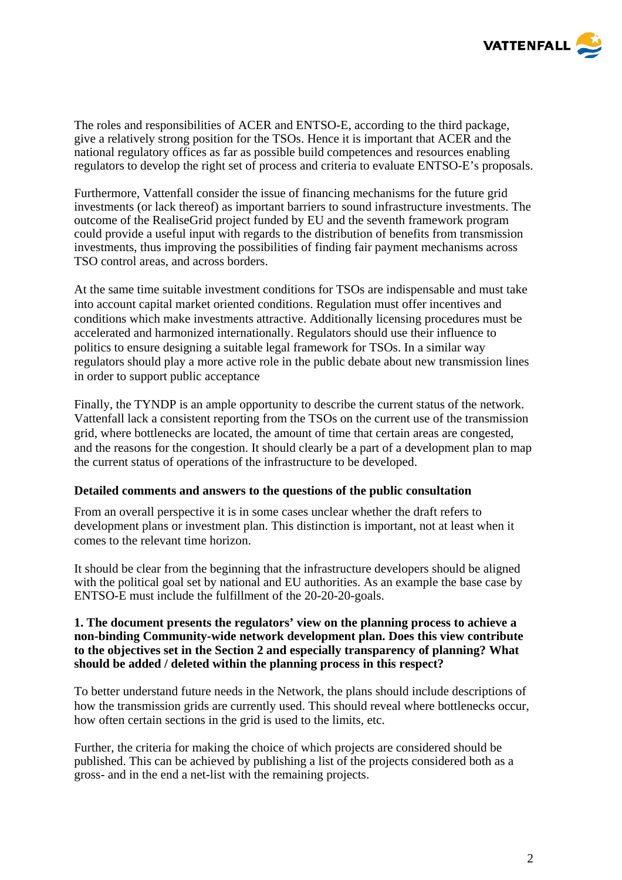The roles and responsibilities of ACER and ENTSO-E, according to the third package, give a relatively strong position for the TSOs. Hence it is important that ACER and the national regulatory offices as far as possible build competences and resources enabling regulators to develop the right set of process and criteria to evaluate ENTSO-E's proposals.

Furthermore, Vattenfall consider the issue of financing mechanisms for the future grid investments (or lack thereof) as important barriers to sound infrastructure investments. The outcome of the RealiseGrid project funded by EU and the seventh framework program could provide a useful input with regards to the distribution of benefits from transmission investments, thus improving the possibilities of finding fair payment mechanisms across TSO control areas, and across borders.

At the same time suitable investment conditions for TSOs are indispensable and must take into account capital market oriented conditions. Regulation must offer incentives and conditions which make investments attractive. Additionally licensing procedures must be accelerated and harmonized internationally. Regulators should use their influence to politics to ensure designing a suitable legal framework for TSOs. In a similar way regulators should play a more active role in the public debate about new transmission lines in order to support public acceptance

Finally, the TYNDP is an ample opportunity to describe the current status of the network. Vattenfall lack a consistent reporting from the TSOs on the current use of the transmission grid, where bottlenecks are located, the amount of time that certain areas are congested, and the reasons for the congestion. It should clearly be a part of a development plan to map the current status of operations of the infrastructure to be developed.

**Detailed comments and answers to the questions of the public consultation**

From an overall perspective it is in some cases unclear whether the draft refers to development plans or investment plan. This distinction is important, not at least when it comes to the relevant time horizon.

It should be clear from the beginning that the infrastructure developers should be aligned with the political goal set by national and EU authorities. As an example the base case by ENTSO-E must include the fulfillment of the 20-20-20-goals.

**1. The document presents the regulators' view on the planning process to achieve a non-binding Community-wide network development plan. Does this view contribute to the objectives set in the Section 2 and especially transparency of planning? What should be added / deleted within the planning process in this respect?**

To better understand future needs in the Network, the plans should include descriptions of how the transmission grids are currently used. This should reveal where bottlenecks occur, how often certain sections in the grid is used to the limits, etc.

Further, the criteria for making the choice of which projects are considered should be published. This can be achieved by publishing a list of the projects considered both as a gross- and in the end a net-list with the remaining projects.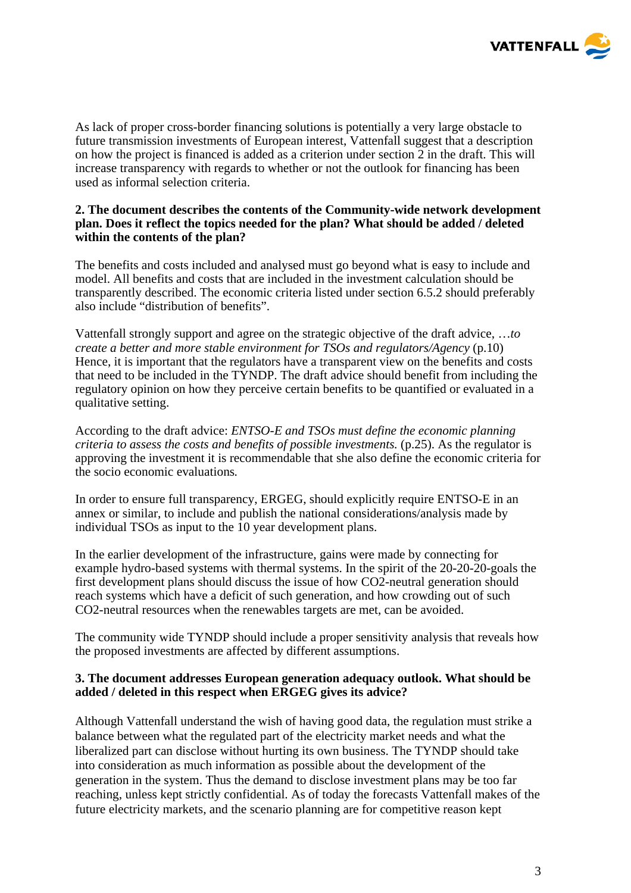As lack of proper cross-border financing solutions is potentially a very large obstacle to future transmission investments of European interest, Vattenfall suggest that a description on how the project is financed is added as a criterion under section 2 in the draft. This will increase transparency with regards to whether or not the outlook for financing has been used as informal selection criteria.

**2. The document describes the contents of the Community-wide network development plan. Does it reflect the topics needed for the plan? What should be added / deleted within the contents of the plan?**

The benefits and costs included and analysed must go beyond what is easy to include and model. All benefits and costs that are included in the investment calculation should be transparently described. The economic criteria listed under section 6.5.2 should preferably also include "distribution of benefits".

Vattenfall strongly support and agree on the strategic objective of the draft advice, *…to create a better and more stable environment for TSOs and regulators/Agency* (p.10) Hence, it is important that the regulators have a transparent view on the benefits and costs that need to be included in the TYNDP. The draft advice should benefit from including the regulatory opinion on how they perceive certain benefits to be quantified or evaluated in a qualitative setting.

According to the draft advice: *ENTSO-E and TSOs must define the economic planning criteria to assess the costs and benefits of possible investments.* (p.25). As the regulator is approving the investment it is recommendable that she also define the economic criteria for the socio economic evaluations*.*

In order to ensure full transparency, ERGEG, should explicitly require ENTSO-E in an annex or similar, to include and publish the national considerations/analysis made by individual TSOs as input to the 10 year development plans.

In the earlier development of the infrastructure, gains were made by connecting for example hydro-based systems with thermal systems. In the spirit of the 20-20-20-goals the first development plans should discuss the issue of how $CO_2$-neutral generation should reach systems which have a deficit of such generation, and how crowding out of such $CO_2$-neutral resources when the renewables targets are met, can be avoided.

The community wide TYNDP should include a proper sensitivity analysis that reveals how the proposed investments are affected by different assumptions.

**3. The document addresses European generation adequacy outlook. What should be added / deleted in this respect when ERGEG gives its advice?**

Although Vattenfall understand the wish of having good data, the regulation must strike a balance between what the regulated part of the electricity market needs and what the liberalized part can disclose without hurting its own business. The TYNDP should take into consideration as much information as possible about the development of the generation in the system. Thus the demand to disclose investment plans may be too far reaching, unless kept strictly confidential. As of today the forecasts Vattenfall makes of the future electricity markets, and the scenario planning are for competitive reason kept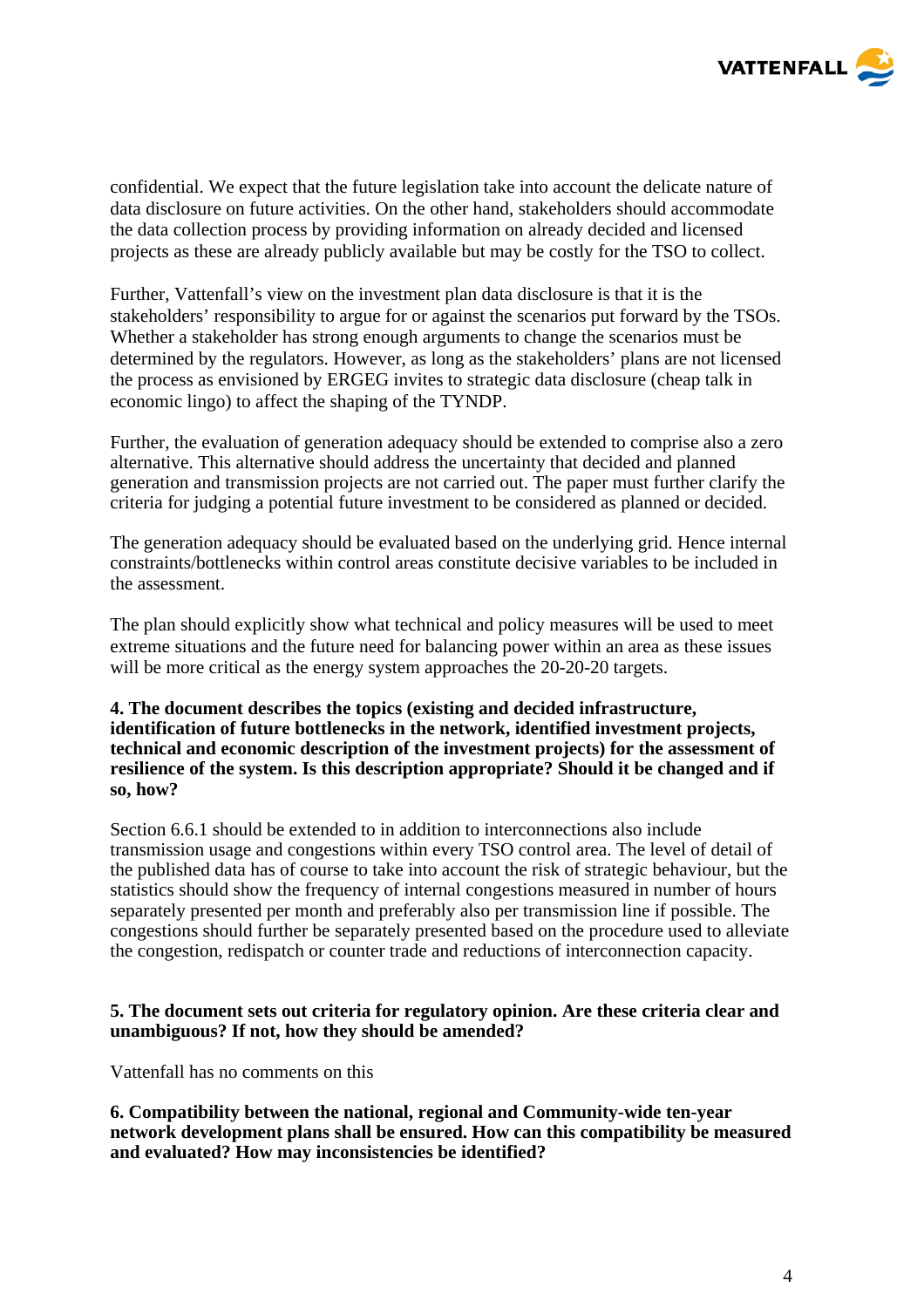confidential. We expect that the future legislation take into account the delicate nature of data disclosure on future activities. On the other hand, stakeholders should accommodate the data collection process by providing information on already decided and licensed projects as these are already publicly available but may be costly for the TSO to collect.

Further, Vattenfall's view on the investment plan data disclosure is that it is the stakeholders' responsibility to argue for or against the scenarios put forward by the TSOs. Whether a stakeholder has strong enough arguments to change the scenarios must be determined by the regulators. However, as long as the stakeholders' plans are not licensed the process as envisioned by ERGEG invites to strategic data disclosure (cheap talk in economic lingo) to affect the shaping of the TYNDP.

Further, the evaluation of generation adequacy should be extended to comprise also a zero alternative. This alternative should address the uncertainty that decided and planned generation and transmission projects are not carried out. The paper must further clarify the criteria for judging a potential future investment to be considered as planned or decided.

The generation adequacy should be evaluated based on the underlying grid. Hence internal constraints/bottlenecks within control areas constitute decisive variables to be included in the assessment.

The plan should explicitly show what technical and policy measures will be used to meet extreme situations and the future need for balancing power within an area as these issues will be more critical as the energy system approaches the 20-20-20 targets.

**4. The document describes the topics (existing and decided infrastructure, identification of future bottlenecks in the network, identified investment projects, technical and economic description of the investment projects) for the assessment of resilience of the system. Is this description appropriate? Should it be changed and if so, how?**

Section 6.6.1 should be extended to in addition to interconnections also include transmission usage and congestions within every TSO control area. The level of detail of the published data has of course to take into account the risk of strategic behaviour, but the statistics should show the frequency of internal congestions measured in number of hours separately presented per month and preferably also per transmission line if possible. The congestions should further be separately presented based on the procedure used to alleviate the congestion, redispatch or counter trade and reductions of interconnection capacity.

**5. The document sets out criteria for regulatory opinion. Are these criteria clear and unambiguous? If not, how they should be amended?**

Vattenfall has no comments on this

**6. Compatibility between the national, regional and Community-wide ten-year network development plans shall be ensured. How can this compatibility be measured and evaluated? How may inconsistencies be identified?**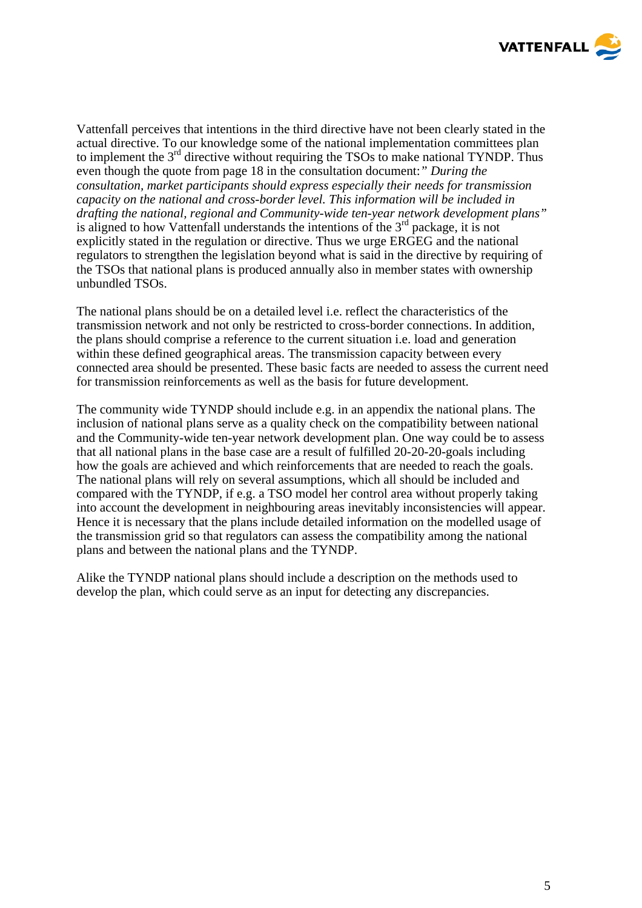Vattenfall perceives that intentions in the third directive have not been clearly stated in the actual directive. To our knowledge some of the national implementation committees plan to implement the 3rd directive without requiring the TSOs to make national TYNDP. Thus even though the quote from page 18 in the consultation document:*" During the consultation, market participants should express especially their needs for transmission capacity on the national and cross-border level. This information will be included in drafting the national, regional and Community-wide ten-year network development plans"* is aligned to how Vattenfall understands the intentions of the 3rd package, it is not explicitly stated in the regulation or directive. Thus we urge ERGEG and the national regulators to strengthen the legislation beyond what is said in the directive by requiring of the TSOs that national plans is produced annually also in member states with ownership unbundled TSOs.

The national plans should be on a detailed level i.e. reflect the characteristics of the transmission network and not only be restricted to cross-border connections. In addition, the plans should comprise a reference to the current situation i.e. load and generation within these defined geographical areas. The transmission capacity between every connected area should be presented. These basic facts are needed to assess the current need for transmission reinforcements as well as the basis for future development.

The community wide TYNDP should include e.g. in an appendix the national plans. The inclusion of national plans serve as a quality check on the compatibility between national and the Community-wide ten-year network development plan. One way could be to assess that all national plans in the base case are a result of fulfilled 20-20-20-goals including how the goals are achieved and which reinforcements that are needed to reach the goals. The national plans will rely on several assumptions, which all should be included and compared with the TYNDP, if e.g. a TSO model her control area without properly taking into account the development in neighbouring areas inevitably inconsistencies will appear. Hence it is necessary that the plans include detailed information on the modelled usage of the transmission grid so that regulators can assess the compatibility among the national plans and between the national plans and the TYNDP.

Alike the TYNDP national plans should include a description on the methods used to develop the plan, which could serve as an input for detecting any discrepancies.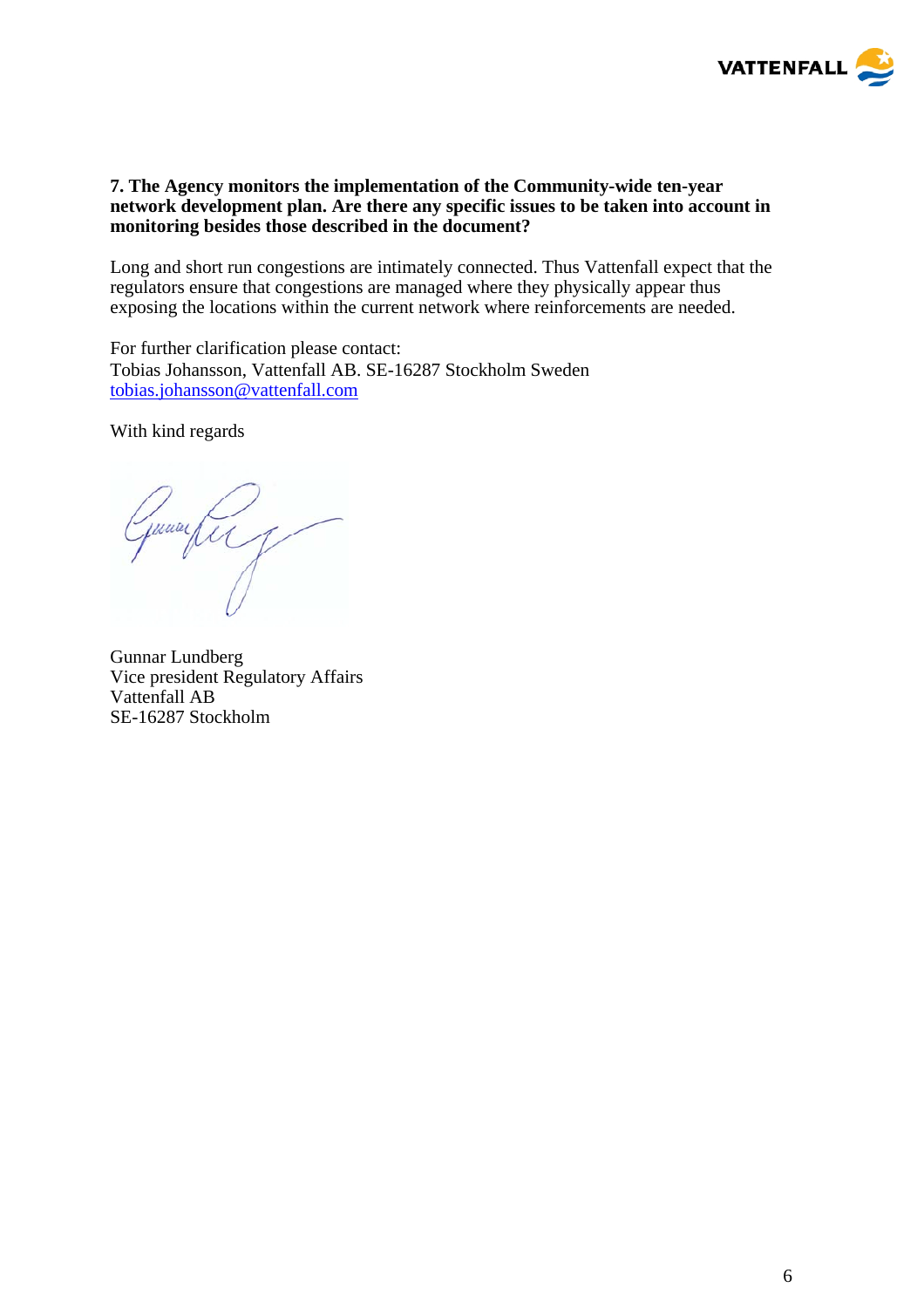**7. The Agency monitors the implementation of the Community-wide ten-year network development plan. Are there any specific issues to be taken into account in monitoring besides those described in the document?**

Long and short run congestions are intimately connected. Thus Vattenfall expect that the regulators ensure that congestions are managed where they physically appear thus exposing the locations within the current network where reinforcements are needed.

For further clarification please contact:
Tobias Johansson, Vattenfall AB. SE-16287 Stockholm Sweden
tobias.johansson@vattenfall.com

With kind regards

Gunnar Lundberg
Vice president Regulatory Affairs
Vattenfall AB
SE-16287 Stockholm